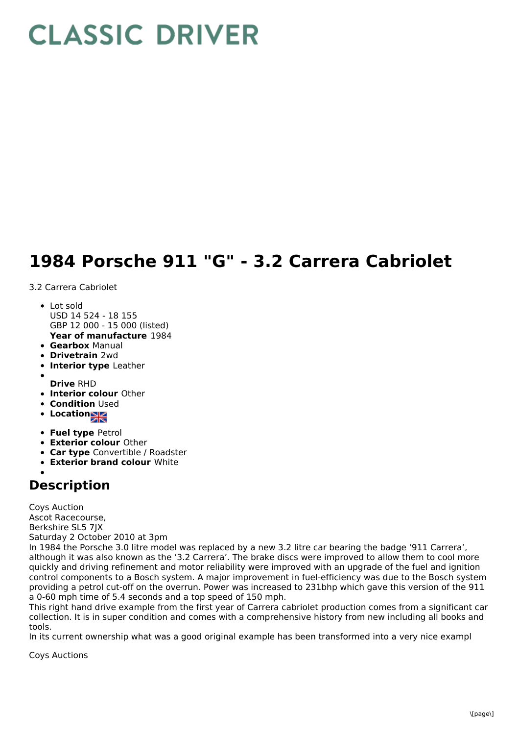# CLASSIC DRIVER

# 1984 Porsche 911 "G" - 3.2 Carrera Cabriolet

3.2 Carrera Cabriolet

- Lot sold
  USD 14 524 - 18 155
  GBP 12 000 - 15 000 (listed)
  **Year of manufacture** 1984
- **Gearbox** Manual
- **Drivetrain** 2wd
- **Interior type** Leather
- 
  **Drive** RHD
- **Interior colour** Other
- **Condition** Used
- **Location**
- **Fuel type** Petrol
- **Exterior colour** Other
- **Car type** Convertible / Roadster
- **Exterior brand colour** White
- 

## Description

Coys Auction
Ascot Racecourse,
Berkshire SL5 7JX
Saturday 2 October 2010 at 3pm
In 1984 the Porsche 3.0 litre model was replaced by a new 3.2 litre car bearing the badge '911 Carrera', although it was also known as the '3.2 Carrera'. The brake discs were improved to allow them to cool more quickly and driving refinement and motor reliability were improved with an upgrade of the fuel and ignition control components to a Bosch system. A major improvement in fuel-efficiency was due to the Bosch system providing a petrol cut-off on the overrun. Power was increased to 231bhp which gave this version of the 911 a 0-60 mph time of 5.4 seconds and a top speed of 150 mph.
This right hand drive example from the first year of Carrera cabriolet production comes from a significant car collection. It is in super condition and comes with a comprehensive history from new including all books and tools.
In its current ownership what was a good original example has been transformed into a very nice exampl

Coys Auctions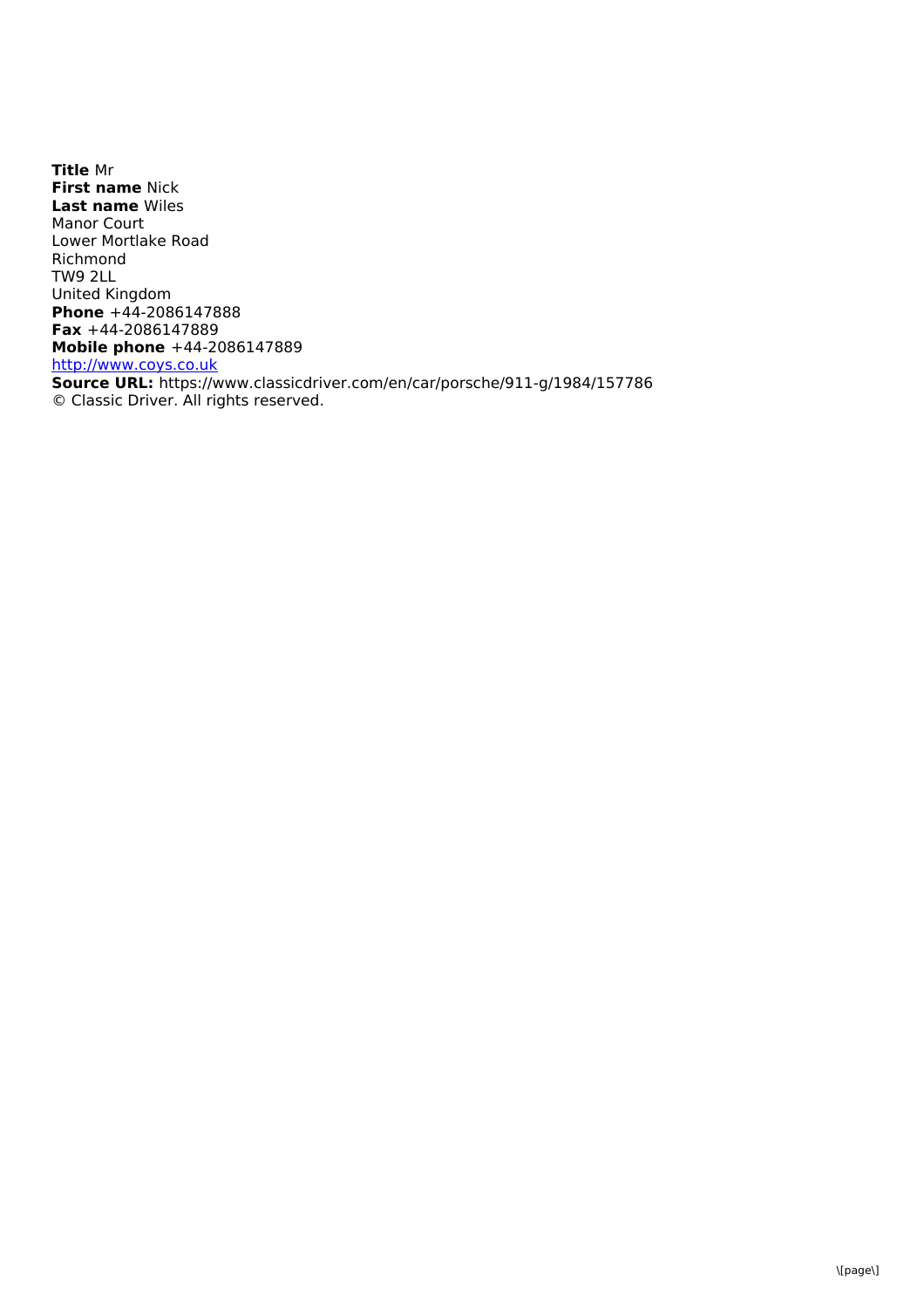**Title** Mr
**First name** Nick
**Last name** Wiles
Manor Court
Lower Mortlake Road
Richmond
TW9 2LL
United Kingdom
**Phone** +44-2086147888
**Fax** +44-2086147889
**Mobile phone** +44-2086147889
[http://www.coys.co.uk](http://www.coys.co.uk)
**Source URL:** https://www.classicdriver.com/en/car/porsche/911-g/1984/157786
© Classic Driver. All rights reserved.